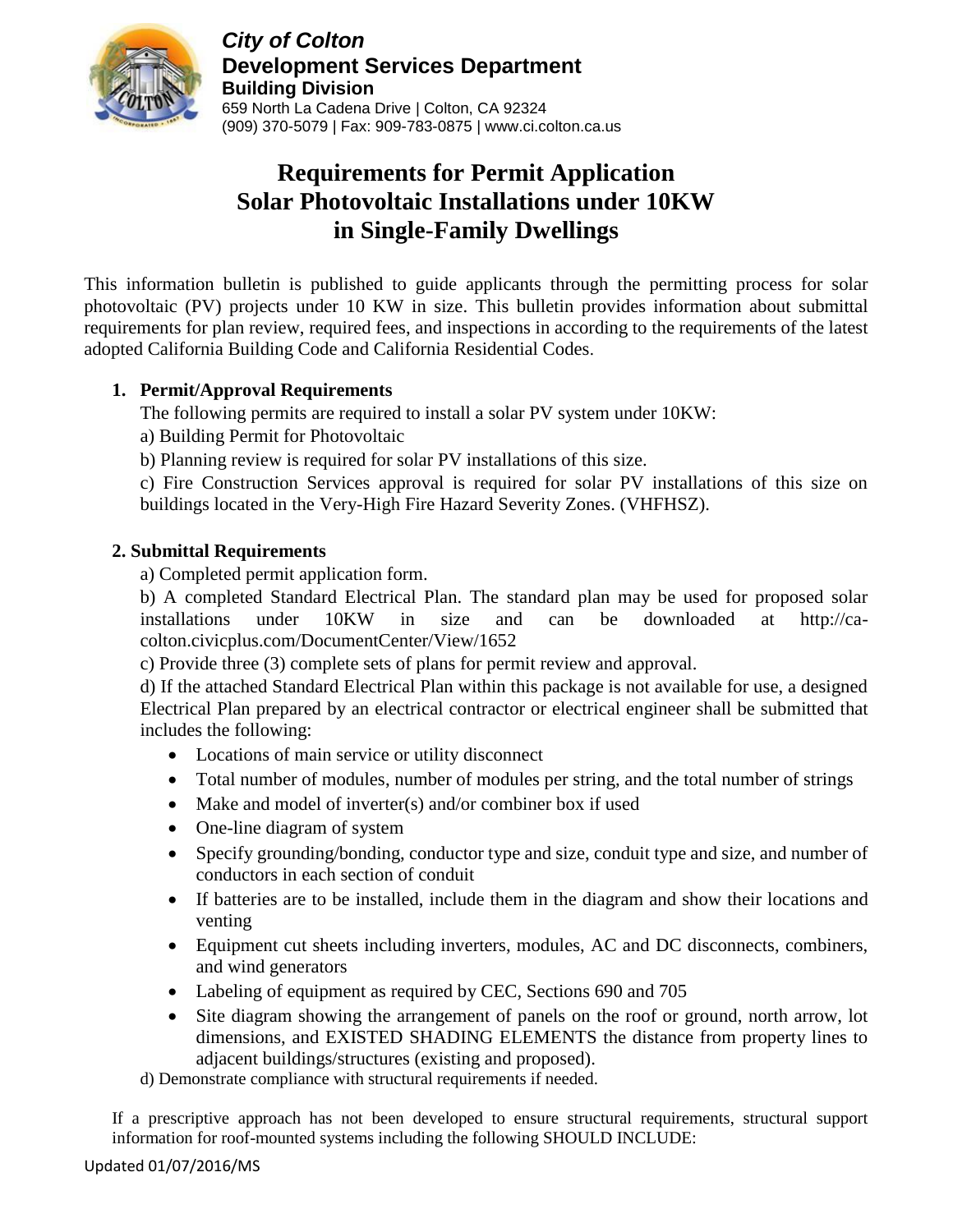**City of Colton**
**Development Services Department**
**Building Division**
659 North La Cadena Drive | Colton, CA 92324
(909) 370-5079 | Fax: 909-783-0875 | www.ci.colton.ca.us

# Requirements for Permit Application Solar Photovoltaic Installations under 10KW in Single-Family Dwellings

This information bulletin is published to guide applicants through the permitting process for solar photovoltaic (PV) projects under 10 KW in size. This bulletin provides information about submittal requirements for plan review, required fees, and inspections in according to the requirements of the latest adopted California Building Code and California Residential Codes.

## 1. Permit/Approval Requirements

The following permits are required to install a solar PV system under 10KW:

a) Building Permit for Photovoltaic

b) Planning review is required for solar PV installations of this size.

c) Fire Construction Services approval is required for solar PV installations of this size on buildings located in the Very-High Fire Hazard Severity Zones. (VHFHSZ).

## 2. Submittal Requirements

a) Completed permit application form.

b) A completed Standard Electrical Plan. The standard plan may be used for proposed solar installations under 10KW in size and can be downloaded at http://ca-colton.civicplus.com/DocumentCenter/View/1652

c) Provide three (3) complete sets of plans for permit review and approval.

d) If the attached Standard Electrical Plan within this package is not available for use, a designed Electrical Plan prepared by an electrical contractor or electrical engineer shall be submitted that includes the following:

- Locations of main service or utility disconnect
- Total number of modules, number of modules per string, and the total number of strings
- Make and model of inverter(s) and/or combiner box if used
- One-line diagram of system
- Specify grounding/bonding, conductor type and size, conduit type and size, and number of conductors in each section of conduit
- If batteries are to be installed, include them in the diagram and show their locations and venting
- Equipment cut sheets including inverters, modules, AC and DC disconnects, combiners, and wind generators
- Labeling of equipment as required by CEC, Sections 690 and 705
- Site diagram showing the arrangement of panels on the roof or ground, north arrow, lot dimensions, and EXISTED SHADING ELEMENTS the distance from property lines to adjacent buildings/structures (existing and proposed).

d) Demonstrate compliance with structural requirements if needed.

If a prescriptive approach has not been developed to ensure structural requirements, structural support information for roof-mounted systems including the following SHOULD INCLUDE:

Updated 01/07/2016/MS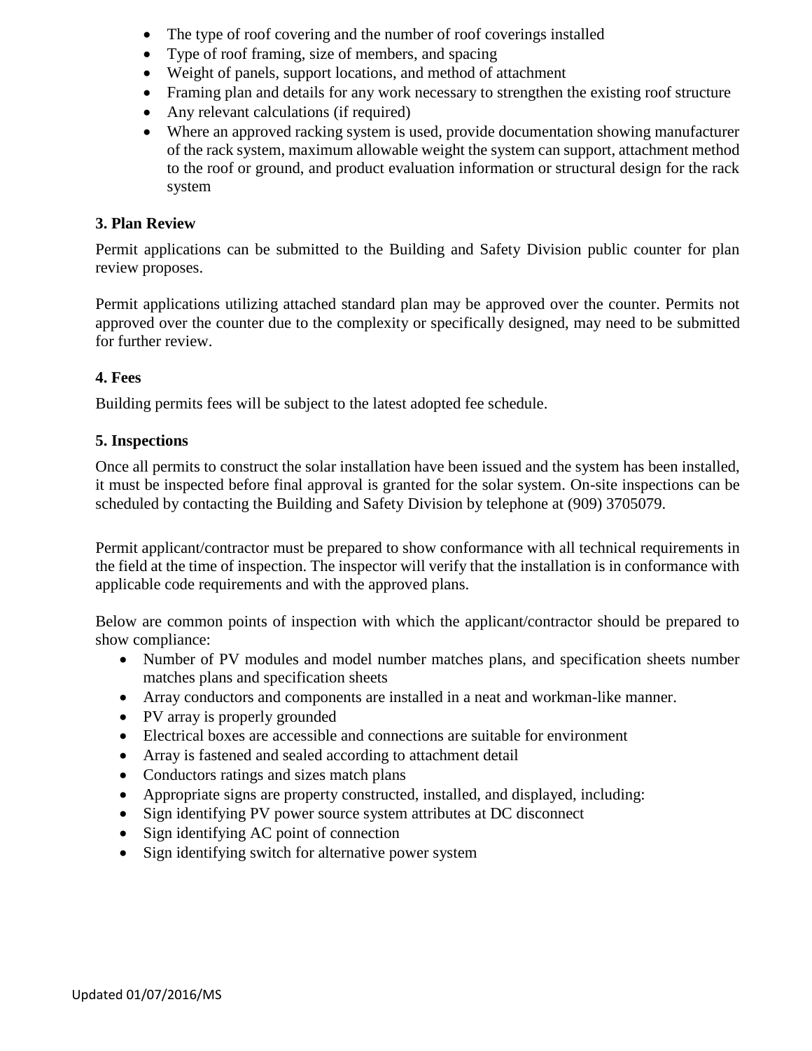- The type of roof covering and the number of roof coverings installed
- Type of roof framing, size of members, and spacing
- Weight of panels, support locations, and method of attachment
- Framing plan and details for any work necessary to strengthen the existing roof structure
- Any relevant calculations (if required)
- Where an approved racking system is used, provide documentation showing manufacturer of the rack system, maximum allowable weight the system can support, attachment method to the roof or ground, and product evaluation information or structural design for the rack system

**3. Plan Review**

Permit applications can be submitted to the Building and Safety Division public counter for plan review proposes.

Permit applications utilizing attached standard plan may be approved over the counter. Permits not approved over the counter due to the complexity or specifically designed, may need to be submitted for further review.

**4. Fees**

Building permits fees will be subject to the latest adopted fee schedule.

**5. Inspections**

Once all permits to construct the solar installation have been issued and the system has been installed, it must be inspected before final approval is granted for the solar system. On-site inspections can be scheduled by contacting the Building and Safety Division by telephone at (909) 3705079.

Permit applicant/contractor must be prepared to show conformance with all technical requirements in the field at the time of inspection. The inspector will verify that the installation is in conformance with applicable code requirements and with the approved plans.

Below are common points of inspection with which the applicant/contractor should be prepared to show compliance:

- Number of PV modules and model number matches plans, and specification sheets number matches plans and specification sheets
- Array conductors and components are installed in a neat and workman-like manner.
- PV array is properly grounded
- Electrical boxes are accessible and connections are suitable for environment
- Array is fastened and sealed according to attachment detail
- Conductors ratings and sizes match plans
- Appropriate signs are property constructed, installed, and displayed, including:
- Sign identifying PV power source system attributes at DC disconnect
- Sign identifying AC point of connection
- Sign identifying switch for alternative power system

Updated 01/07/2016/MS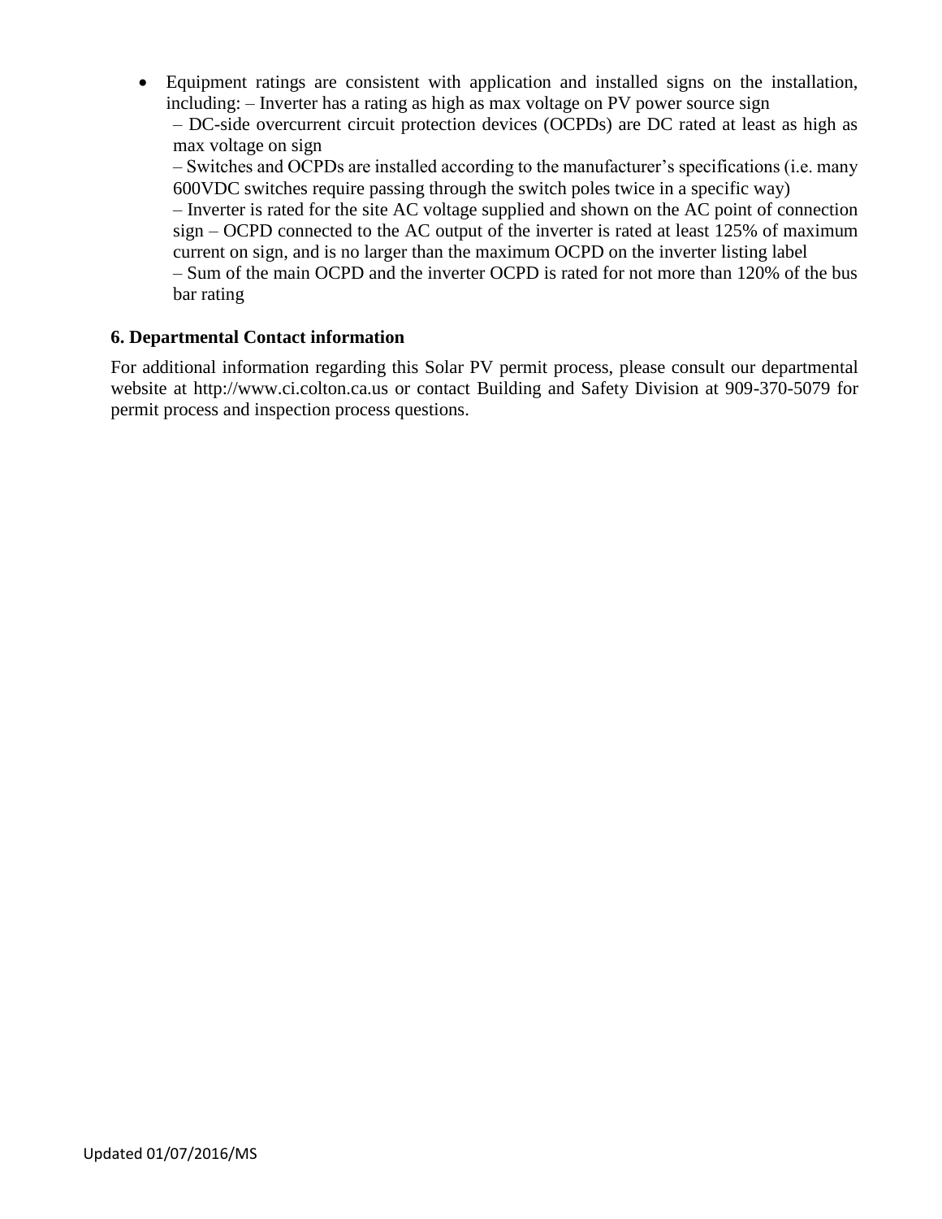- Equipment ratings are consistent with application and installed signs on the installation, including: – Inverter has a rating as high as max voltage on PV power source sign
  – DC-side overcurrent circuit protection devices (OCPDs) are DC rated at least as high as max voltage on sign
  – Switches and OCPDs are installed according to the manufacturer's specifications (i.e. many 600VDC switches require passing through the switch poles twice in a specific way)
  – Inverter is rated for the site AC voltage supplied and shown on the AC point of connection sign – OCPD connected to the AC output of the inverter is rated at least 125% of maximum current on sign, and is no larger than the maximum OCPD on the inverter listing label
  – Sum of the main OCPD and the inverter OCPD is rated for not more than 120% of the bus bar rating

**6. Departmental Contact information**

For additional information regarding this Solar PV permit process, please consult our departmental website at http://www.ci.colton.ca.us or contact Building and Safety Division at 909-370-5079 for permit process and inspection process questions.

Updated 01/07/2016/MS